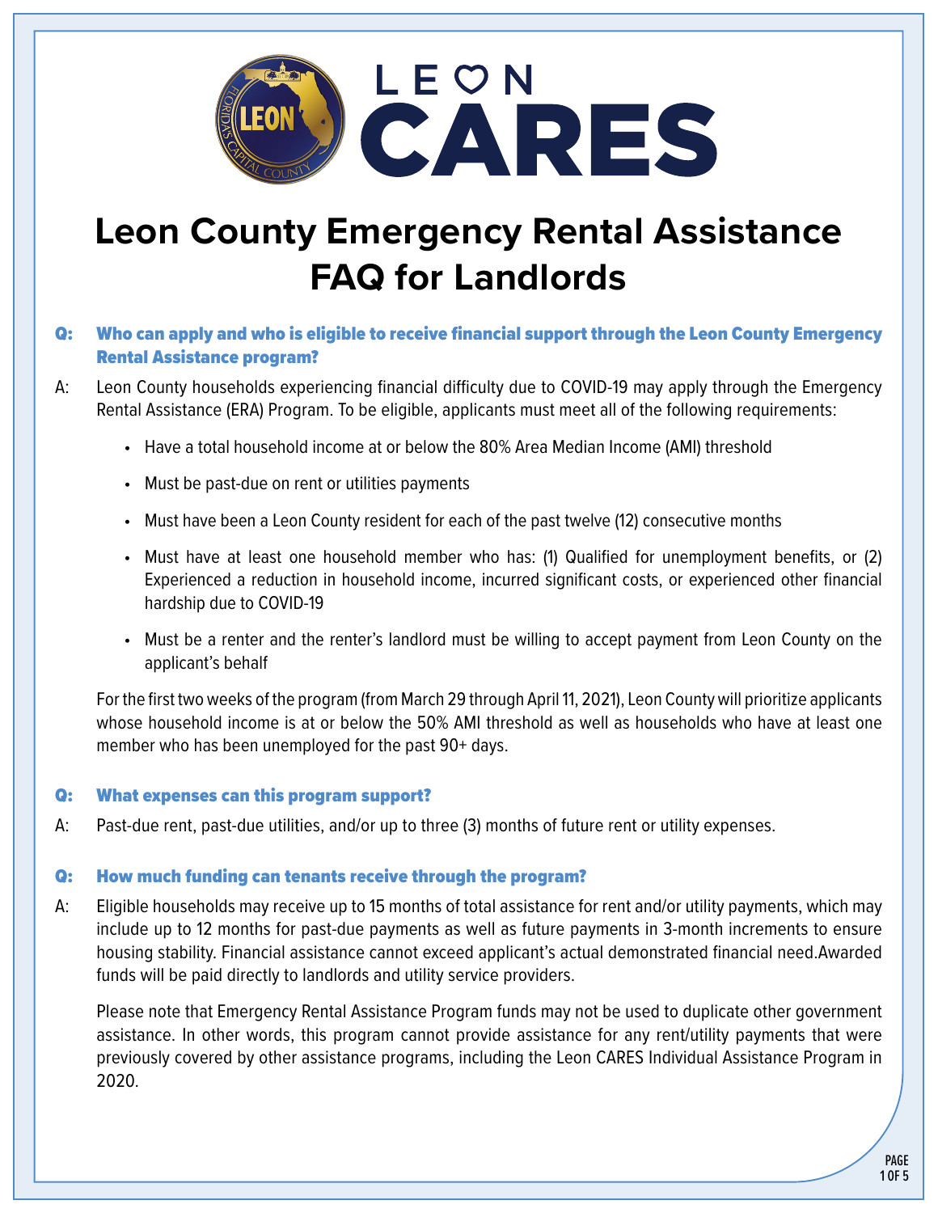LEON CARES

# Leon County Emergency Rental Assistance FAQ for Landlords

**Q: Who can apply and who is eligible to receive financial support through the Leon County Emergency Rental Assistance program?**

A: Leon County households experiencing financial difficulty due to COVID-19 may apply through the Emergency Rental Assistance (ERA) Program. To be eligible, applicants must meet all of the following requirements:

- Have a total household income at or below the 80% Area Median Income (AMI) threshold
- Must be past-due on rent or utilities payments
- Must have been a Leon County resident for each of the past twelve (12) consecutive months
- Must have at least one household member who has: (1) Qualified for unemployment benefits, or (2) Experienced a reduction in household income, incurred significant costs, or experienced other financial hardship due to COVID-19
- Must be a renter and the renter's landlord must be willing to accept payment from Leon County on the applicant's behalf

For the first two weeks of the program (from March 29 through April 11, 2021), Leon County will prioritize applicants whose household income is at or below the 50% AMI threshold as well as households who have at least one member who has been unemployed for the past 90+ days.

**Q: What expenses can this program support?**

A: Past-due rent, past-due utilities, and/or up to three (3) months of future rent or utility expenses.

**Q: How much funding can tenants receive through the program?**

A: Eligible households may receive up to 15 months of total assistance for rent and/or utility payments, which may include up to 12 months for past-due payments as well as future payments in 3-month increments to ensure housing stability. Financial assistance cannot exceed applicant's actual demonstrated financial need.Awarded funds will be paid directly to landlords and utility service providers.

Please note that Emergency Rental Assistance Program funds may not be used to duplicate other government assistance. In other words, this program cannot provide assistance for any rent/utility payments that were previously covered by other assistance programs, including the Leon CARES Individual Assistance Program in 2020.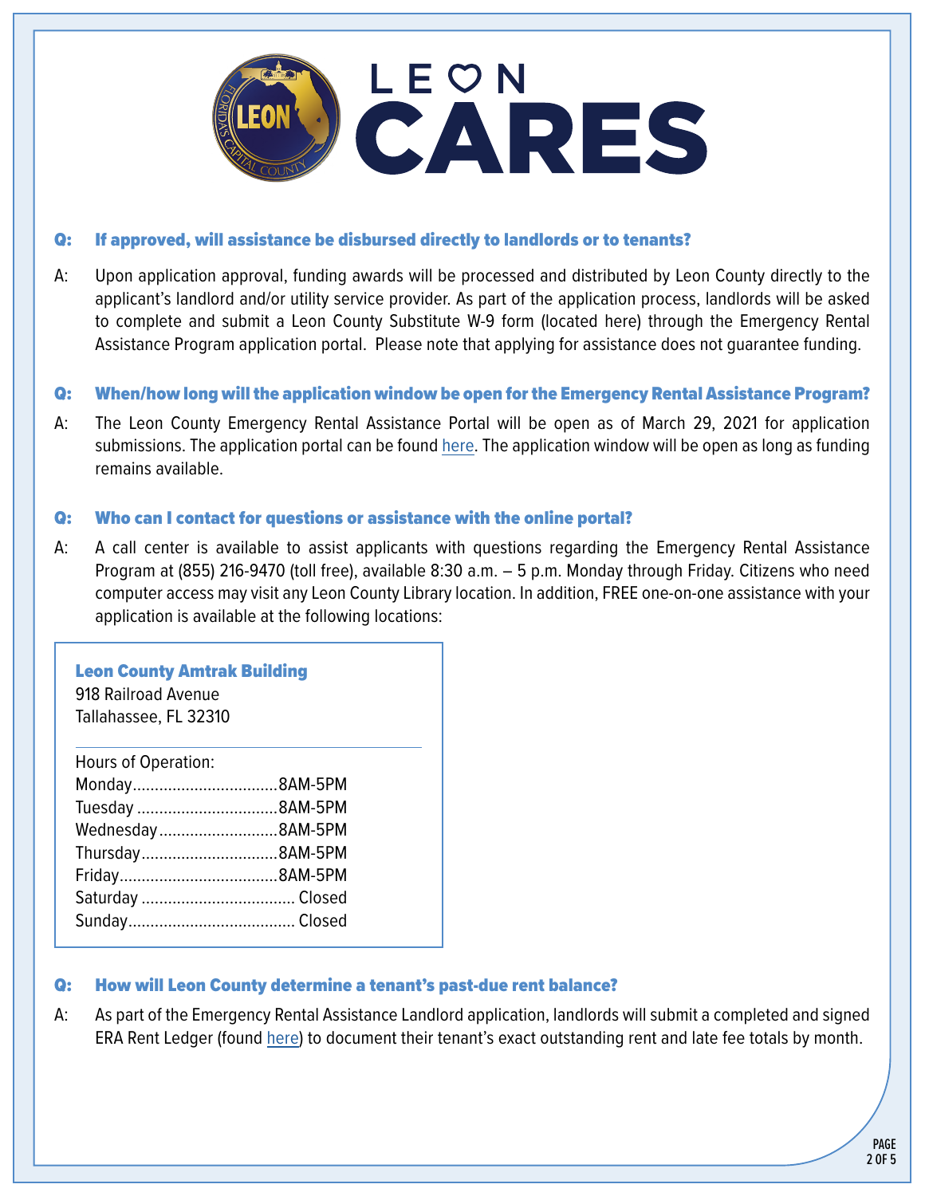# LEON CARES

**Q: If approved, will assistance be disbursed directly to landlords or to tenants?**

A: Upon application approval, funding awards will be processed and distributed by Leon County directly to the applicant's landlord and/or utility service provider. As part of the application process, landlords will be asked to complete and submit a Leon County Substitute W-9 form (located here) through the Emergency Rental Assistance Program application portal. Please note that applying for assistance does not guarantee funding.

**Q: When/how long will the application window be open for the Emergency Rental Assistance Program?**

A: The Leon County Emergency Rental Assistance Portal will be open as of March 29, 2021 for application submissions. The application portal can be found here. The application window will be open as long as funding remains available.

**Q: Who can I contact for questions or assistance with the online portal?**

A: A call center is available to assist applicants with questions regarding the Emergency Rental Assistance Program at (855) 216-9470 (toll free), available 8:30 a.m. – 5 p.m. Monday through Friday. Citizens who need computer access may visit any Leon County Library location. In addition, FREE one-on-one assistance with your application is available at the following locations:

**Leon County Amtrak Building**
918 Railroad Avenue
Tallahassee, FL 32310

Hours of Operation:

| Day | Hours |
|---|---|
| Monday | 8AM-5PM |
| Tuesday | 8AM-5PM |
| Wednesday | 8AM-5PM |
| Thursday | 8AM-5PM |
| Friday | 8AM-5PM |
| Saturday | Closed |
| Sunday | Closed |

**Q: How will Leon County determine a tenant's past-due rent balance?**

A: As part of the Emergency Rental Assistance Landlord application, landlords will submit a completed and signed ERA Rent Ledger (found here) to document their tenant's exact outstanding rent and late fee totals by month.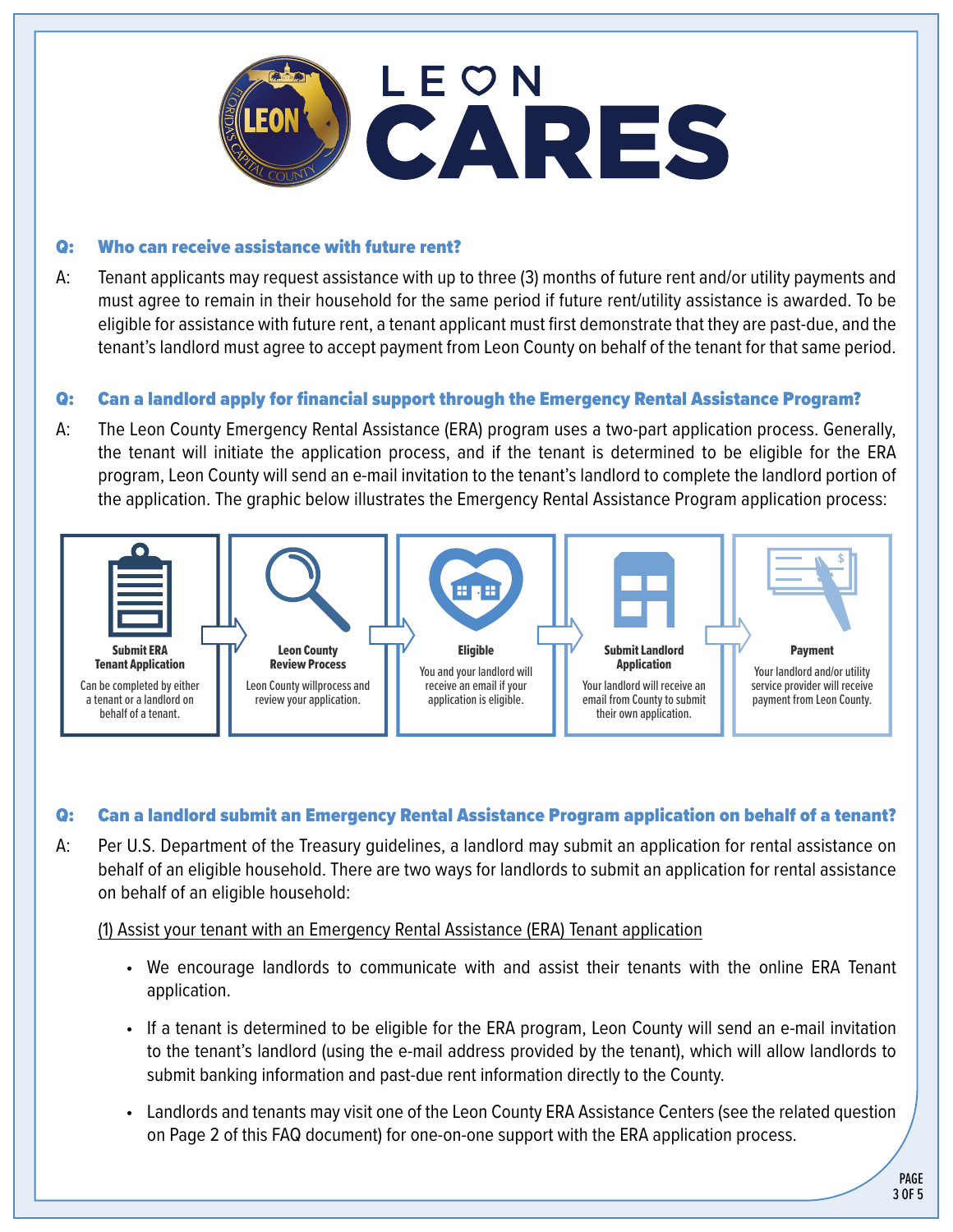# LEON CARES

### Q: Who can receive assistance with future rent?

A: Tenant applicants may request assistance with up to three (3) months of future rent and/or utility payments and must agree to remain in their household for the same period if future rent/utility assistance is awarded. To be eligible for assistance with future rent, a tenant applicant must first demonstrate that they are past-due, and the tenant's landlord must agree to accept payment from Leon County on behalf of the tenant for that same period.

### Q: Can a landlord apply for financial support through the Emergency Rental Assistance Program?

A: The Leon County Emergency Rental Assistance (ERA) program uses a two-part application process. Generally, the tenant will initiate the application process, and if the tenant is determined to be eligible for the ERA program, Leon County will send an e-mail invitation to the tenant's landlord to complete the landlord portion of the application. The graphic below illustrates the Emergency Rental Assistance Program application process:

1. **Submit ERA Tenant Application** – Can be completed by either a tenant or a landlord on behalf of a tenant.
2. **Leon County Review Process** – Leon County willprocess and review your application.
3. **Eligible** – You and your landlord will receive an email if your application is eligible.
4. **Submit Landlord Application** – Your landlord will receive an email from County to submit their own application.
5. **Payment** – Your landlord and/or utility service provider will receive payment from Leon County.

### Q: Can a landlord submit an Emergency Rental Assistance Program application on behalf of a tenant?

A: Per U.S. Department of the Treasury guidelines, a landlord may submit an application for rental assistance on behalf of an eligible household. There are two ways for landlords to submit an application for rental assistance on behalf of an eligible household:

(1) Assist your tenant with an Emergency Rental Assistance (ERA) Tenant application

- We encourage landlords to communicate with and assist their tenants with the online ERA Tenant application.
- If a tenant is determined to be eligible for the ERA program, Leon County will send an e-mail invitation to the tenant's landlord (using the e-mail address provided by the tenant), which will allow landlords to submit banking information and past-due rent information directly to the County.
- Landlords and tenants may visit one of the Leon County ERA Assistance Centers (see the related question on Page 2 of this FAQ document) for one-on-one support with the ERA application process.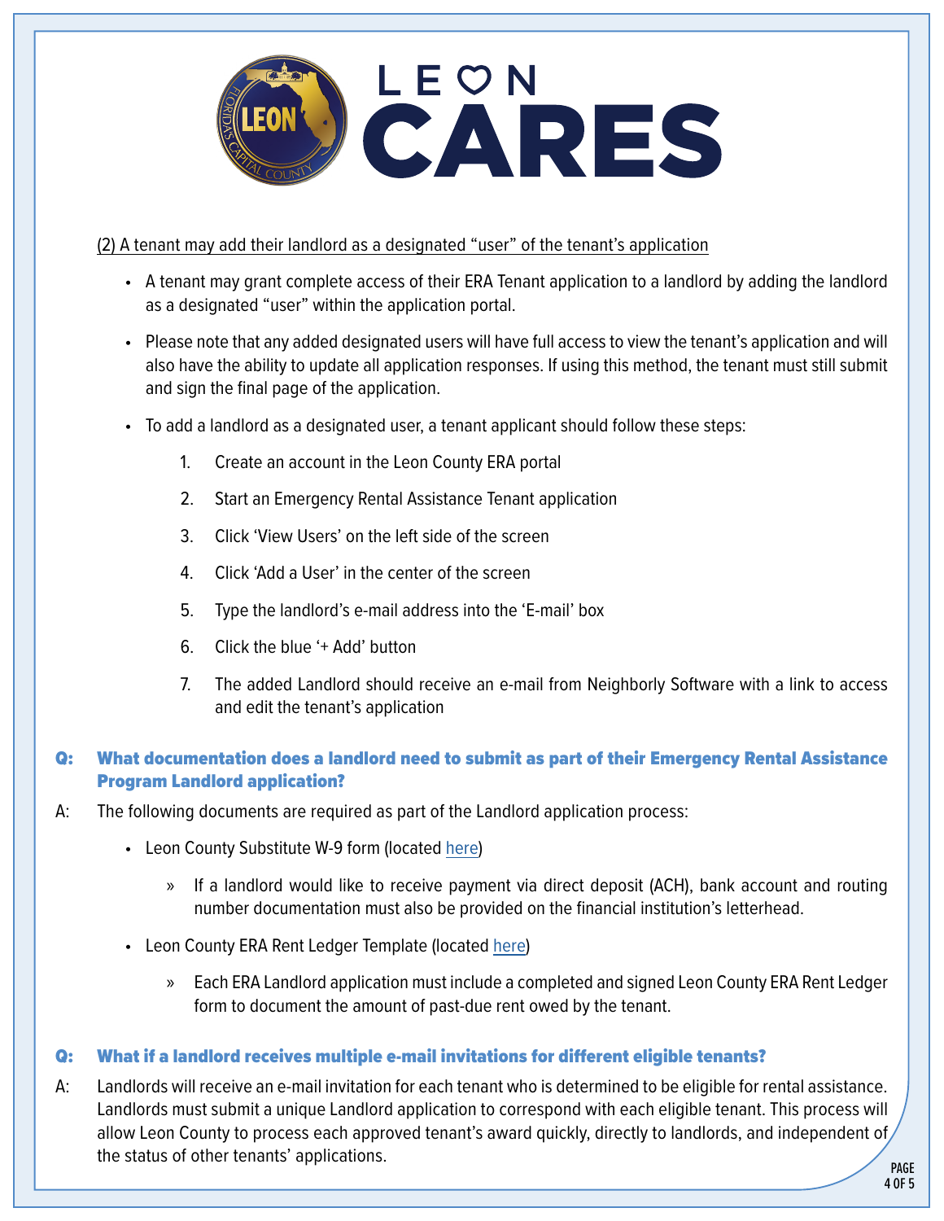(2) A tenant may add their landlord as a designated "user" of the tenant's application

- A tenant may grant complete access of their ERA Tenant application to a landlord by adding the landlord as a designated "user" within the application portal.
- Please note that any added designated users will have full access to view the tenant's application and will also have the ability to update all application responses. If using this method, the tenant must still submit and sign the final page of the application.
- To add a landlord as a designated user, a tenant applicant should follow these steps:
  1. Create an account in the Leon County ERA portal
  2. Start an Emergency Rental Assistance Tenant application
  3. Click 'View Users' on the left side of the screen
  4. Click 'Add a User' in the center of the screen
  5. Type the landlord's e-mail address into the 'E-mail' box
  6. Click the blue '+ Add' button
  7. The added Landlord should receive an e-mail from Neighborly Software with a link to access and edit the tenant's application

**Q: What documentation does a landlord need to submit as part of their Emergency Rental Assistance Program Landlord application?**

A: The following documents are required as part of the Landlord application process:

- Leon County Substitute W-9 form (located here)
  - If a landlord would like to receive payment via direct deposit (ACH), bank account and routing number documentation must also be provided on the financial institution's letterhead.
- Leon County ERA Rent Ledger Template (located here)
  - Each ERA Landlord application must include a completed and signed Leon County ERA Rent Ledger form to document the amount of past-due rent owed by the tenant.

**Q: What if a landlord receives multiple e-mail invitations for different eligible tenants?**

A: Landlords will receive an e-mail invitation for each tenant who is determined to be eligible for rental assistance. Landlords must submit a unique Landlord application to correspond with each eligible tenant. This process will allow Leon County to process each approved tenant's award quickly, directly to landlords, and independent of the status of other tenants' applications.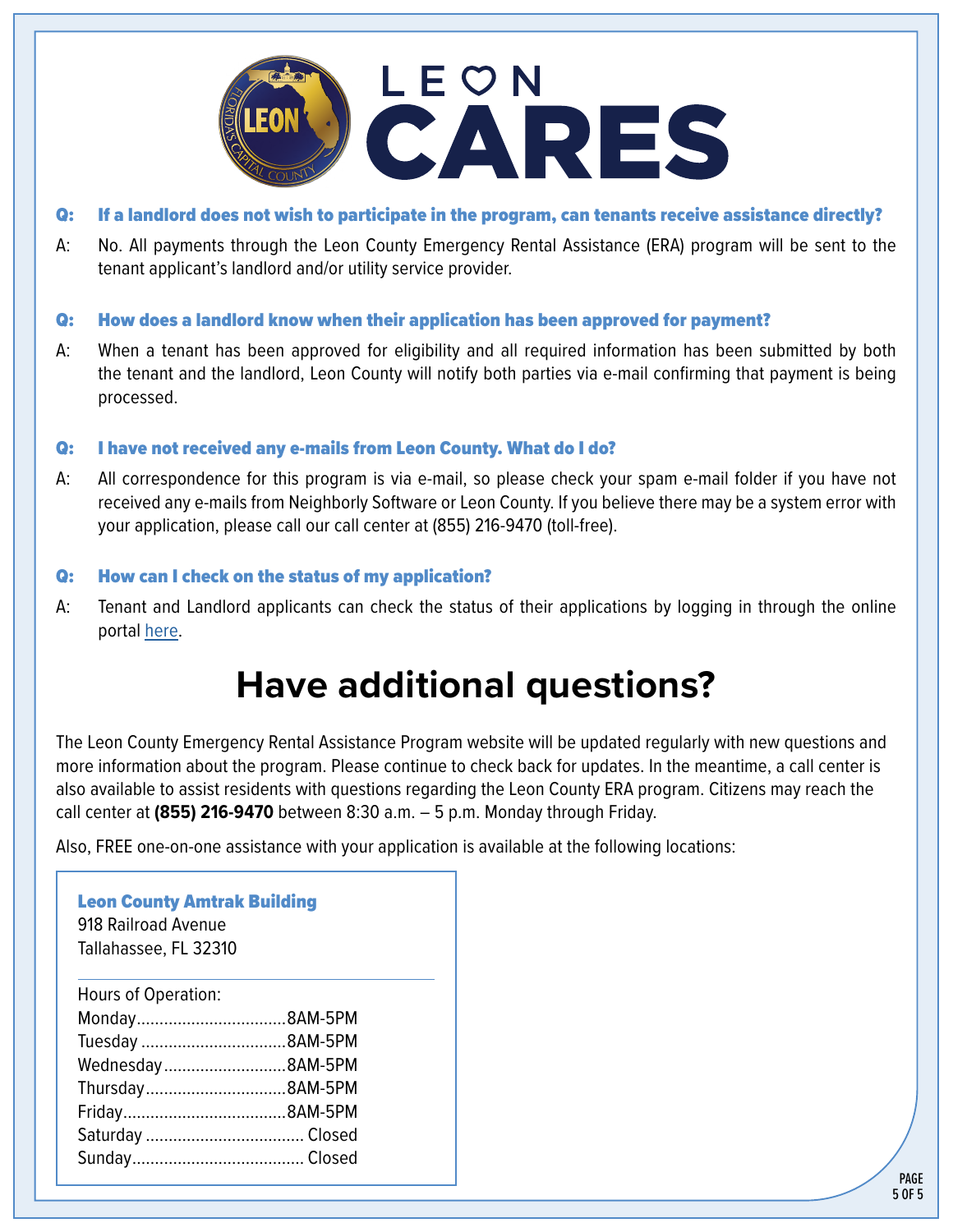# LEON CARES

**Q: If a landlord does not wish to participate in the program, can tenants receive assistance directly?**

A: No. All payments through the Leon County Emergency Rental Assistance (ERA) program will be sent to the tenant applicant's landlord and/or utility service provider.

**Q: How does a landlord know when their application has been approved for payment?**

A: When a tenant has been approved for eligibility and all required information has been submitted by both the tenant and the landlord, Leon County will notify both parties via e-mail confirming that payment is being processed.

**Q: I have not received any e-mails from Leon County. What do I do?**

A: All correspondence for this program is via e-mail, so please check your spam e-mail folder if you have not received any e-mails from Neighborly Software or Leon County. If you believe there may be a system error with your application, please call our call center at (855) 216-9470 (toll-free).

**Q: How can I check on the status of my application?**

A: Tenant and Landlord applicants can check the status of their applications by logging in through the online portal here.

## Have additional questions?

The Leon County Emergency Rental Assistance Program website will be updated regularly with new questions and more information about the program. Please continue to check back for updates. In the meantime, a call center is also available to assist residents with questions regarding the Leon County ERA program. Citizens may reach the call center at **(855) 216-9470** between 8:30 a.m. – 5 p.m. Monday through Friday.

Also, FREE one-on-one assistance with your application is available at the following locations:

**Leon County Amtrak Building**
918 Railroad Avenue
Tallahassee, FL 32310

Hours of Operation:

| | |
|---|---|
| Monday | 8AM-5PM |
| Tuesday | 8AM-5PM |
| Wednesday | 8AM-5PM |
| Thursday | 8AM-5PM |
| Friday | 8AM-5PM |
| Saturday | Closed |
| Sunday | Closed |